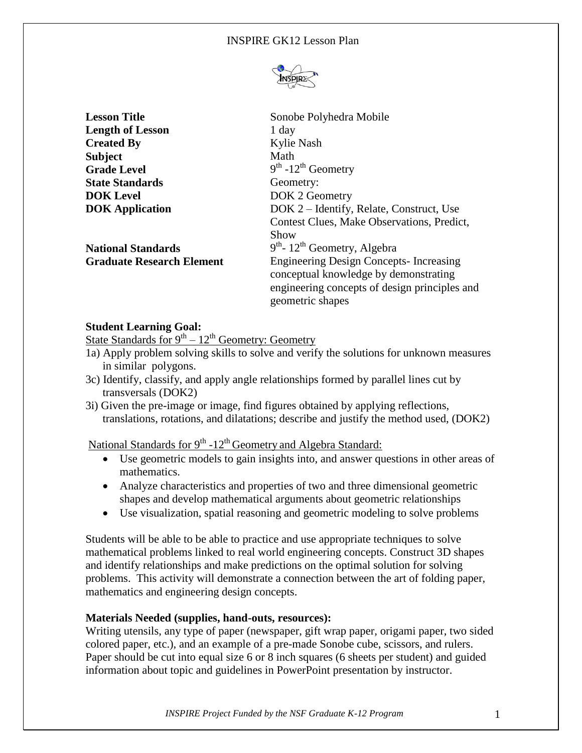# INSPIRE GK12 Lesson Plan

| | |
|---|---|
| **Lesson Title** | Sonobe Polyhedra Mobile |
| **Length of Lesson** | 1 day |
| **Created By** | Kylie Nash |
| **Subject** | Math |
| **Grade Level** | 9th -12th Geometry |
| **State Standards** | Geometry: |
| **DOK Level** | DOK 2 Geometry |
| **DOK Application** | DOK 2 – Identify, Relate, Construct, Use Contest Clues, Make Observations, Predict, Show |
| **National Standards** | 9th- 12th Geometry, Algebra |
| **Graduate Research Element** | Engineering Design Concepts- Increasing conceptual knowledge by demonstrating engineering concepts of design principles and geometric shapes |

**Student Learning Goal:**

State Standards for 9th – 12th Geometry: Geometry

1a) Apply problem solving skills to solve and verify the solutions for unknown measures in similar polygons.

3c) Identify, classify, and apply angle relationships formed by parallel lines cut by transversals (DOK2)

3i) Given the pre-image or image, find figures obtained by applying reflections, translations, rotations, and dilatations; describe and justify the method used, (DOK2)

National Standards for 9th -12th Geometry and Algebra Standard:

- Use geometric models to gain insights into, and answer questions in other areas of mathematics.
- Analyze characteristics and properties of two and three dimensional geometric shapes and develop mathematical arguments about geometric relationships
- Use visualization, spatial reasoning and geometric modeling to solve problems

Students will be able to be able to practice and use appropriate techniques to solve mathematical problems linked to real world engineering concepts. Construct 3D shapes and identify relationships and make predictions on the optimal solution for solving problems. This activity will demonstrate a connection between the art of folding paper, mathematics and engineering design concepts.

**Materials Needed (supplies, hand-outs, resources):**

Writing utensils, any type of paper (newspaper, gift wrap paper, origami paper, two sided colored paper, etc.), and an example of a pre-made Sonobe cube, scissors, and rulers. Paper should be cut into equal size 6 or 8 inch squares (6 sheets per student) and guided information about topic and guidelines in PowerPoint presentation by instructor.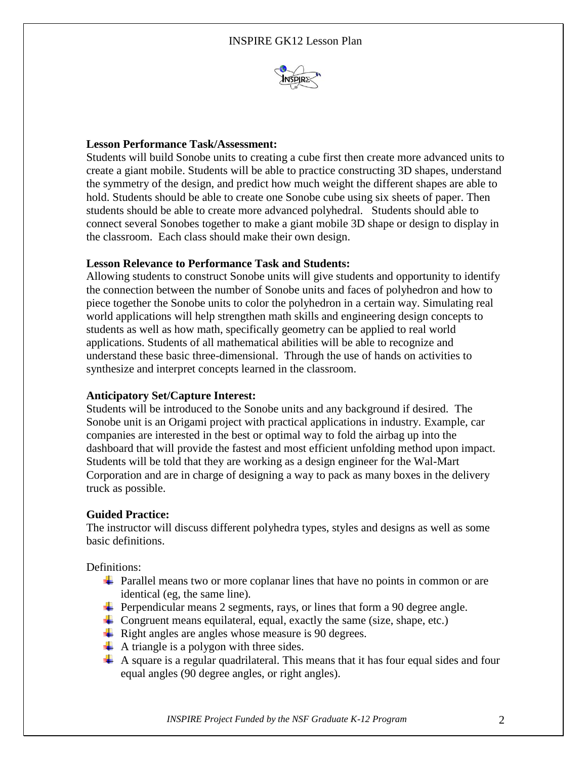**Lesson Performance Task/Assessment:**

Students will build Sonobe units to creating a cube first then create more advanced units to create a giant mobile. Students will be able to practice constructing 3D shapes, understand the symmetry of the design, and predict how much weight the different shapes are able to hold. Students should be able to create one Sonobe cube using six sheets of paper. Then students should be able to create more advanced polyhedral. Students should able to connect several Sonobes together to make a giant mobile 3D shape or design to display in the classroom. Each class should make their own design.

**Lesson Relevance to Performance Task and Students:**

Allowing students to construct Sonobe units will give students and opportunity to identify the connection between the number of Sonobe units and faces of polyhedron and how to piece together the Sonobe units to color the polyhedron in a certain way. Simulating real world applications will help strengthen math skills and engineering design concepts to students as well as how math, specifically geometry can be applied to real world applications. Students of all mathematical abilities will be able to recognize and understand these basic three-dimensional. Through the use of hands on activities to synthesize and interpret concepts learned in the classroom.

**Anticipatory Set/Capture Interest:**

Students will be introduced to the Sonobe units and any background if desired. The Sonobe unit is an Origami project with practical applications in industry. Example, car companies are interested in the best or optimal way to fold the airbag up into the dashboard that will provide the fastest and most efficient unfolding method upon impact. Students will be told that they are working as a design engineer for the Wal-Mart Corporation and are in charge of designing a way to pack as many boxes in the delivery truck as possible.

**Guided Practice:**

The instructor will discuss different polyhedra types, styles and designs as well as some basic definitions.

Definitions:

- Parallel means two or more coplanar lines that have no points in common or are identical (eg, the same line).
- Perpendicular means 2 segments, rays, or lines that form a 90 degree angle.
- Congruent means equilateral, equal, exactly the same (size, shape, etc.)
- Right angles are angles whose measure is 90 degrees.
- A triangle is a polygon with three sides.
- A square is a regular quadrilateral. This means that it has four equal sides and four equal angles (90 degree angles, or right angles).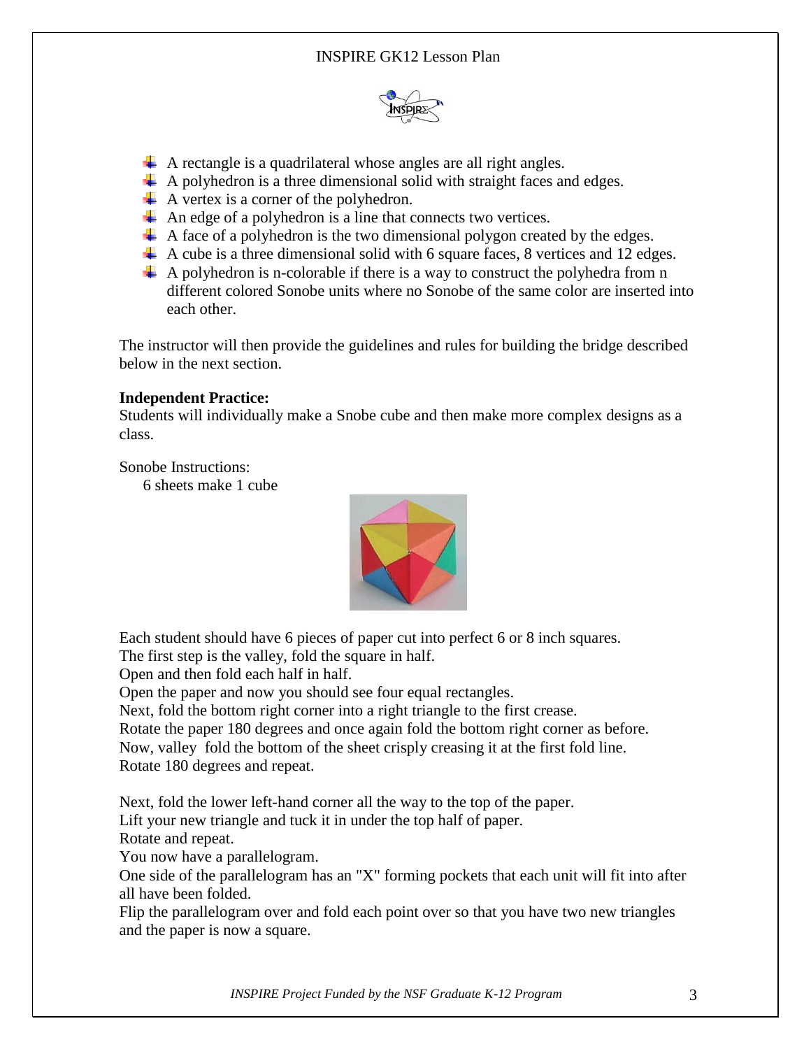- A rectangle is a quadrilateral whose angles are all right angles.
- A polyhedron is a three dimensional solid with straight faces and edges.
- A vertex is a corner of the polyhedron.
- An edge of a polyhedron is a line that connects two vertices.
- A face of a polyhedron is the two dimensional polygon created by the edges.
- A cube is a three dimensional solid with 6 square faces, 8 vertices and 12 edges.
- A polyhedron is n-colorable if there is a way to construct the polyhedra from n different colored Sonobe units where no Sonobe of the same color are inserted into each other.

The instructor will then provide the guidelines and rules for building the bridge described below in the next section.

**Independent Practice:**
Students will individually make a Snobe cube and then make more complex designs as a class.

Sonobe Instructions:
6 sheets make 1 cube

Each student should have 6 pieces of paper cut into perfect 6 or 8 inch squares.
The first step is the valley, fold the square in half.
Open and then fold each half in half.
Open the paper and now you should see four equal rectangles.
Next, fold the bottom right corner into a right triangle to the first crease.
Rotate the paper 180 degrees and once again fold the bottom right corner as before.
Now, valley fold the bottom of the sheet crisply creasing it at the first fold line.
Rotate 180 degrees and repeat.

Next, fold the lower left-hand corner all the way to the top of the paper.
Lift your new triangle and tuck it in under the top half of paper.
Rotate and repeat.
You now have a parallelogram.
One side of the parallelogram has an "X" forming pockets that each unit will fit into after all have been folded.
Flip the parallelogram over and fold each point over so that you have two new triangles and the paper is now a square.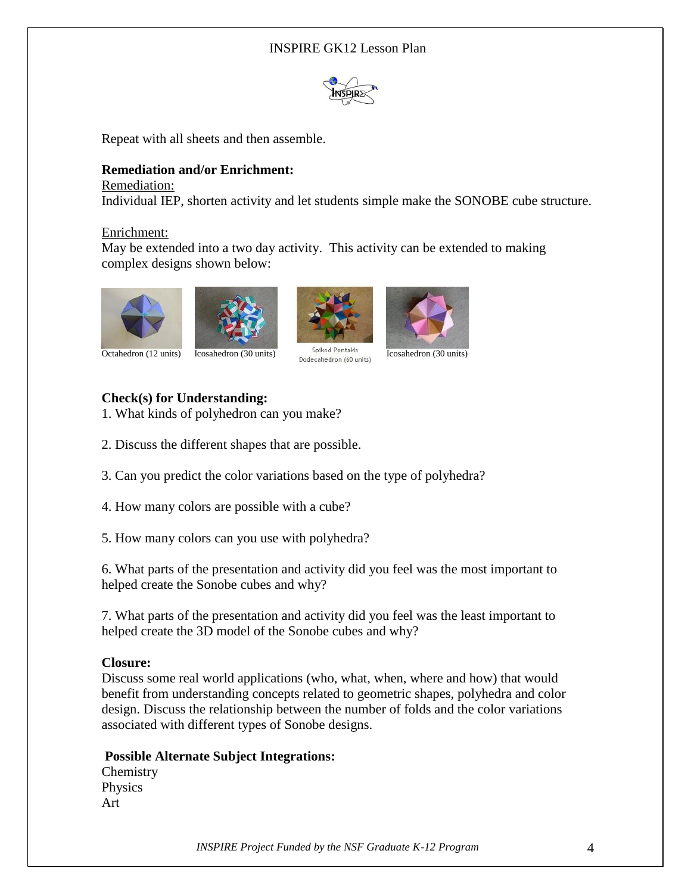Repeat with all sheets and then assemble.

**Remediation and/or Enrichment:**

Remediation:

Individual IEP, shorten activity and let students simple make the SONOBE cube structure.

Enrichment:

May be extended into a two day activity. This activity can be extended to making complex designs shown below:

Octahedron (12 units) Icosahedron (30 units) Spiked Pentakis Dodecahedron (60 units) Icosahedron (30 units)

**Check(s) for Understanding:**

1. What kinds of polyhedron can you make?

2. Discuss the different shapes that are possible.

3. Can you predict the color variations based on the type of polyhedra?

4. How many colors are possible with a cube?

5. How many colors can you use with polyhedra?

6. What parts of the presentation and activity did you feel was the most important to helped create the Sonobe cubes and why?

7. What parts of the presentation and activity did you feel was the least important to helped create the 3D model of the Sonobe cubes and why?

**Closure:**

Discuss some real world applications (who, what, when, where and how) that would benefit from understanding concepts related to geometric shapes, polyhedra and color design. Discuss the relationship between the number of folds and the color variations associated with different types of Sonobe designs.

**Possible Alternate Subject Integrations:**

Chemistry
Physics
Art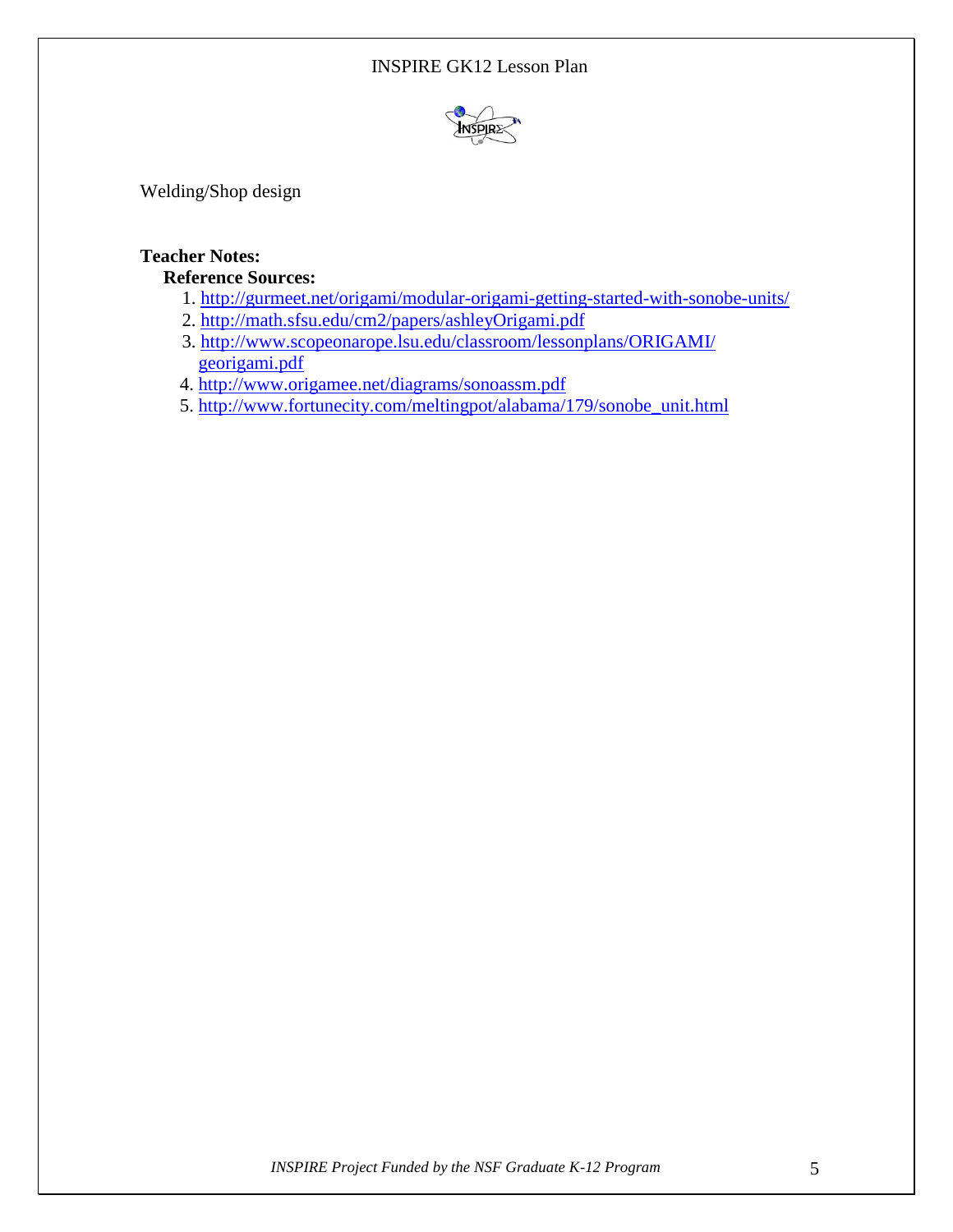Welding/Shop design

**Teacher Notes:**

**Reference Sources:**

1. http://gurmeet.net/origami/modular-origami-getting-started-with-sonobe-units/
2. http://math.sfsu.edu/cm2/papers/ashleyOrigami.pdf
3. http://www.scopeonarope.lsu.edu/classroom/lessonplans/ORIGAMI/georigami.pdf
4. http://www.origamee.net/diagrams/sonoassm.pdf
5. http://www.fortunecity.com/meltingpot/alabama/179/sonobe_unit.html